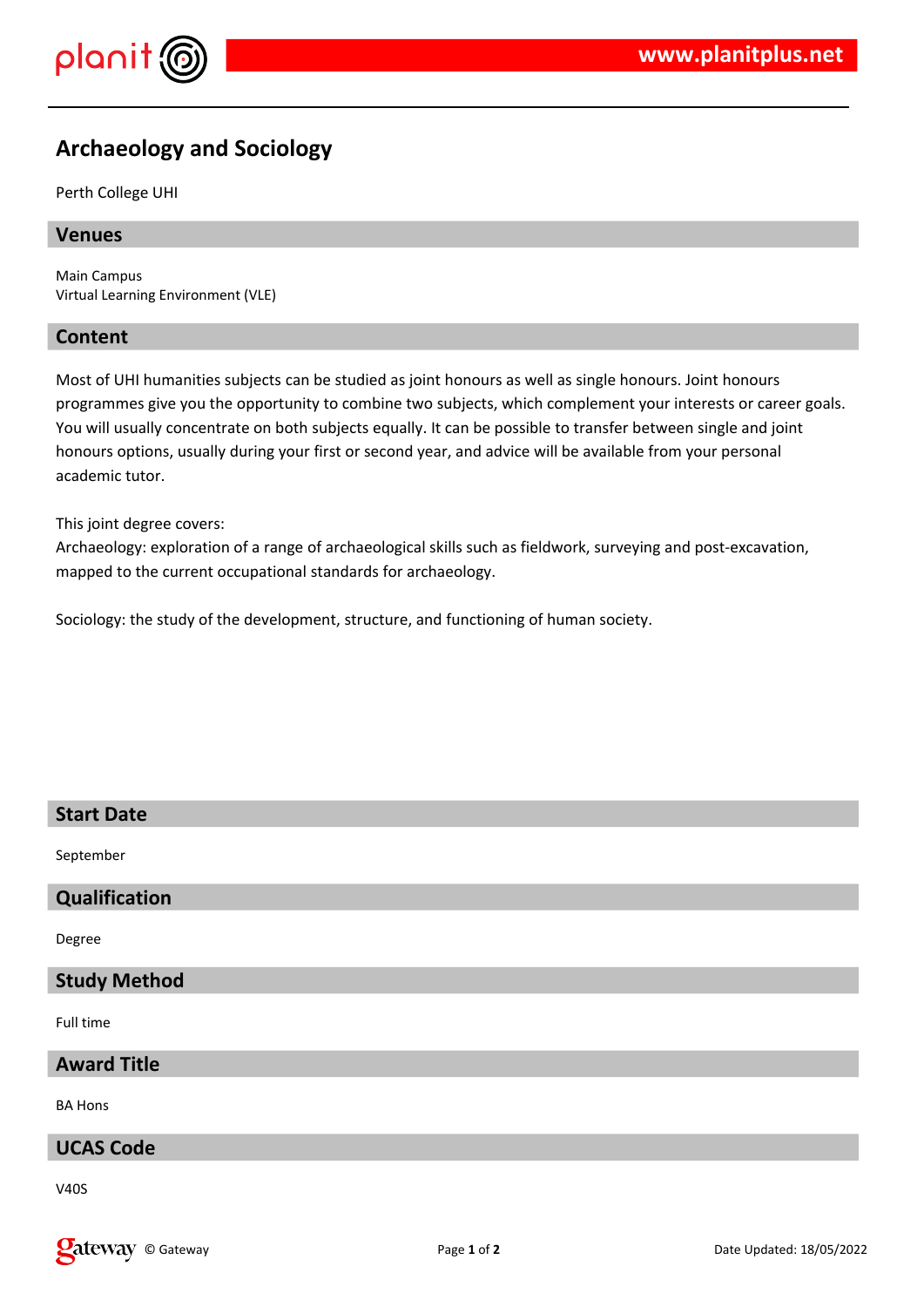# Archaeology and Sociology

Perth College UHI

## Venues

Main Campus
Virtual Learning Environment (VLE)

## Content

Most of UHI humanities subjects can be studied as joint honours as well as single honours. Joint honours programmes give you the opportunity to combine two subjects, which complement your interests or career goals. You will usually concentrate on both subjects equally. It can be possible to transfer between single and joint honours options, usually during your first or second year, and advice will be available from your personal academic tutor.

This joint degree covers:
Archaeology: exploration of a range of archaeological skills such as fieldwork, surveying and post-excavation, mapped to the current occupational standards for archaeology.

Sociology: the study of the development, structure, and functioning of human society.

## Start Date

September

## Qualification

Degree

## Study Method

Full time

## Award Title

BA Hons

## UCAS Code

V40S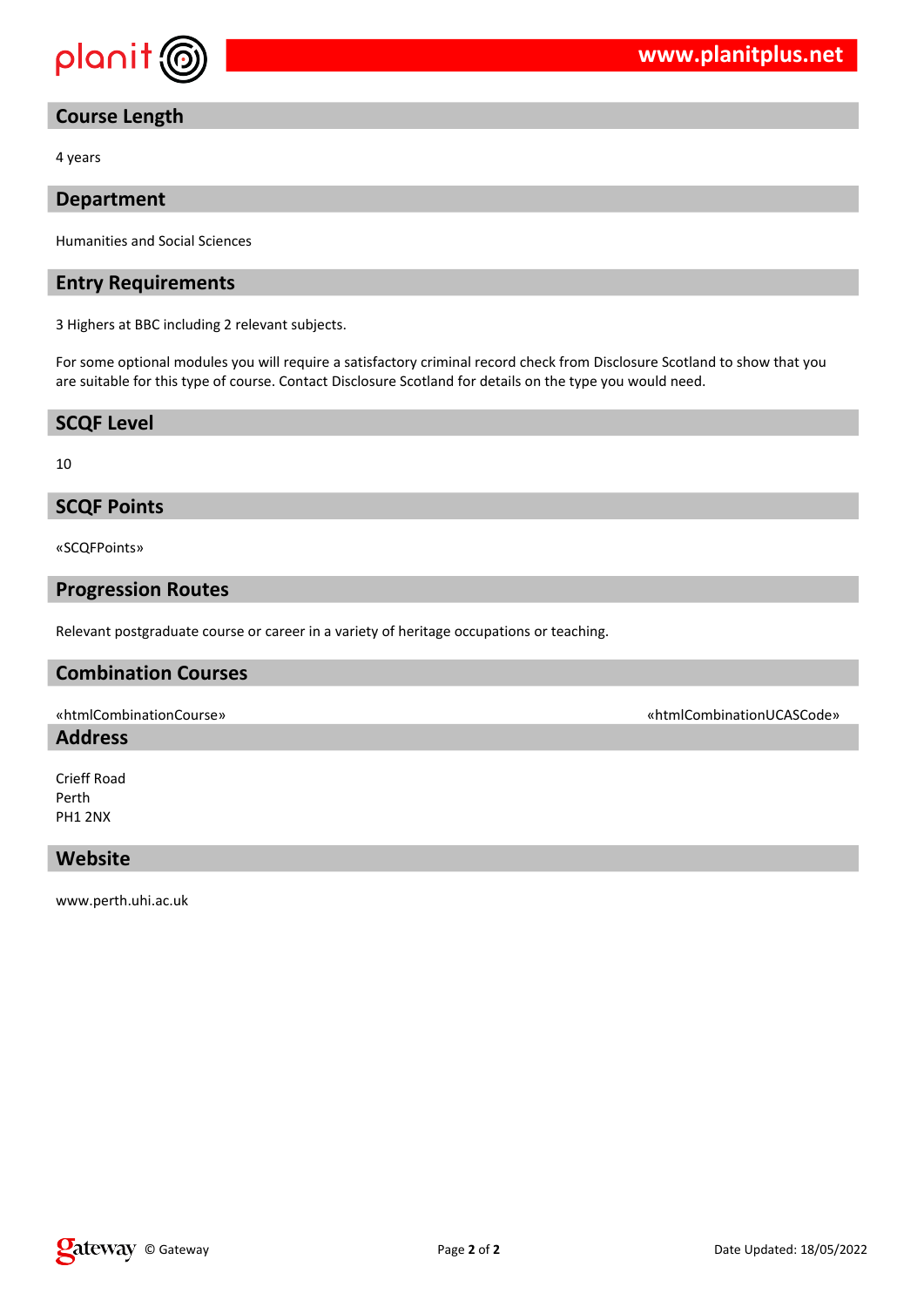## Course Length

4 years

## Department

Humanities and Social Sciences

## Entry Requirements

3 Highers at BBC including 2 relevant subjects.

For some optional modules you will require a satisfactory criminal record check from Disclosure Scotland to show that you are suitable for this type of course. Contact Disclosure Scotland for details on the type you would need.

## SCQF Level

10

## SCQF Points

«SCQFPoints»

## Progression Routes

Relevant postgraduate course or career in a variety of heritage occupations or teaching.

## Combination Courses

«htmlCombinationCourse» «htmlCombinationUCASCode»

## Address

Crieff Road
Perth
PH1 2NX

## Website

www.perth.uhi.ac.uk